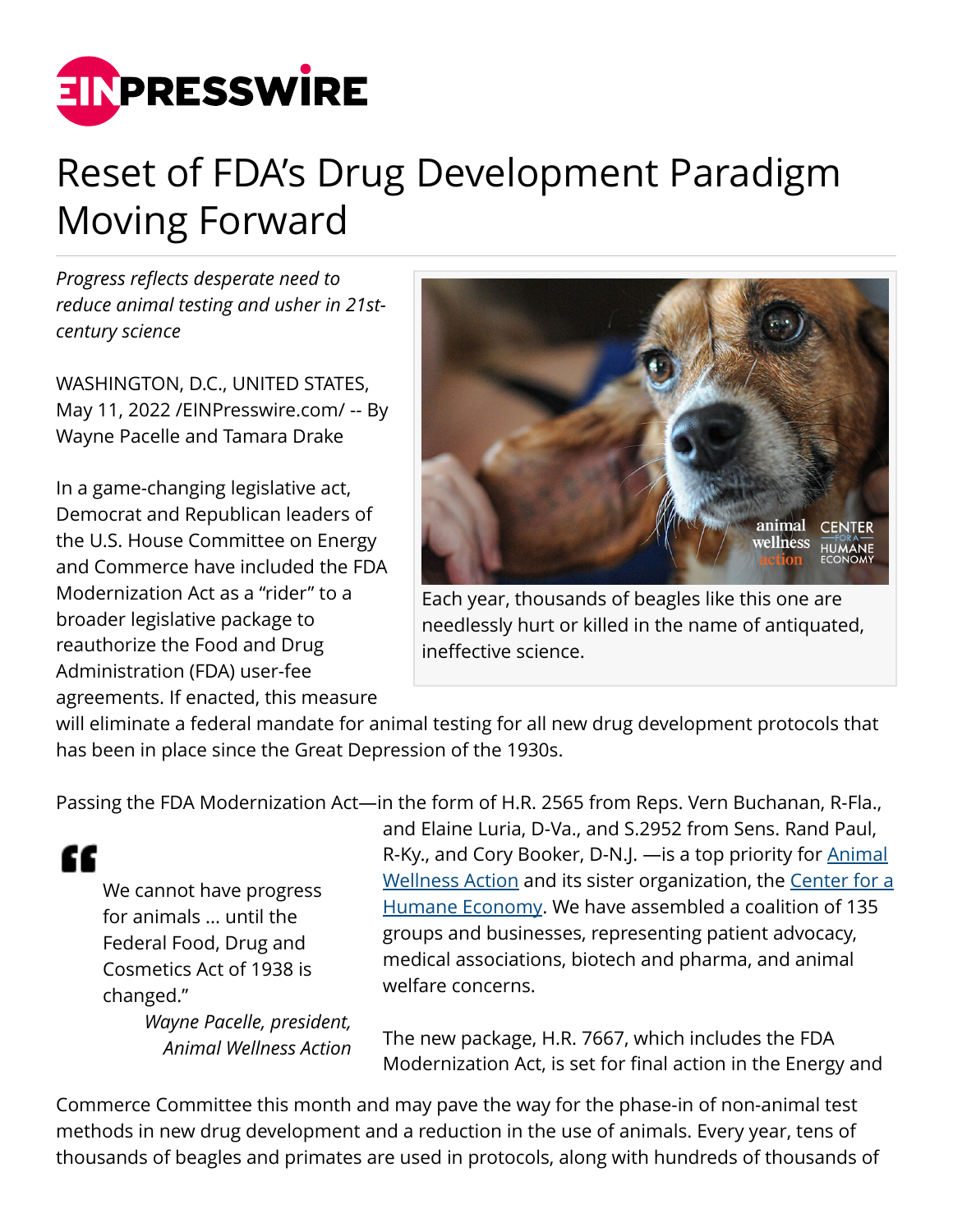# Reset of FDA's Drug Development Paradigm Moving Forward

*Progress reflects desperate need to reduce animal testing and usher in 21st-century science*

WASHINGTON, D.C., UNITED STATES, May 11, 2022 /EINPresswire.com/ -- By Wayne Pacelle and Tamara Drake

Each year, thousands of beagles like this one are needlessly hurt or killed in the name of antiquated, ineffective science.

In a game-changing legislative act, Democrat and Republican leaders of the U.S. House Committee on Energy and Commerce have included the FDA Modernization Act as a "rider" to a broader legislative package to reauthorize the Food and Drug Administration (FDA) user-fee agreements. If enacted, this measure will eliminate a federal mandate for animal testing for all new drug development protocols that has been in place since the Great Depression of the 1930s.

> "We cannot have progress for animals ... until the Federal Food, Drug and Cosmetics Act of 1938 is changed."
>
> *Wayne Pacelle, president, Animal Wellness Action*

Passing the FDA Modernization Act—in the form of H.R. 2565 from Reps. Vern Buchanan, R-Fla., and Elaine Luria, D-Va., and S.2952 from Sens. Rand Paul, R-Ky., and Cory Booker, D-N.J. —is a top priority for Animal Wellness Action and its sister organization, the Center for a Humane Economy. We have assembled a coalition of 135 groups and businesses, representing patient advocacy, medical associations, biotech and pharma, and animal welfare concerns.

The new package, H.R. 7667, which includes the FDA Modernization Act, is set for final action in the Energy and Commerce Committee this month and may pave the way for the phase-in of non-animal test methods in new drug development and a reduction in the use of animals. Every year, tens of thousands of beagles and primates are used in protocols, along with hundreds of thousands of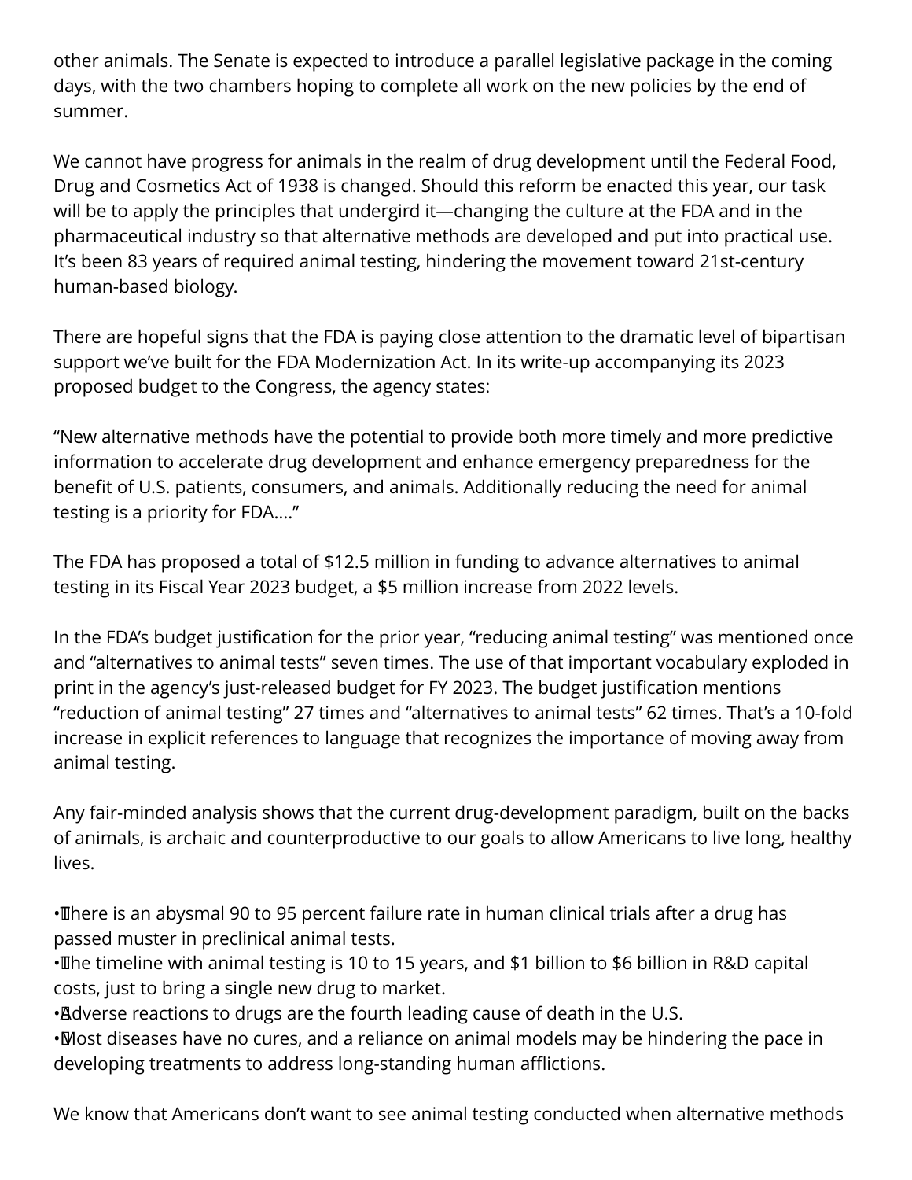other animals. The Senate is expected to introduce a parallel legislative package in the coming days, with the two chambers hoping to complete all work on the new policies by the end of summer.

We cannot have progress for animals in the realm of drug development until the Federal Food, Drug and Cosmetics Act of 1938 is changed. Should this reform be enacted this year, our task will be to apply the principles that undergird it—changing the culture at the FDA and in the pharmaceutical industry so that alternative methods are developed and put into practical use. It's been 83 years of required animal testing, hindering the movement toward 21st-century human-based biology.

There are hopeful signs that the FDA is paying close attention to the dramatic level of bipartisan support we've built for the FDA Modernization Act. In its write-up accompanying its 2023 proposed budget to the Congress, the agency states:

"New alternative methods have the potential to provide both more timely and more predictive information to accelerate drug development and enhance emergency preparedness for the benefit of U.S. patients, consumers, and animals. Additionally reducing the need for animal testing is a priority for FDA…."

The FDA has proposed a total of $12.5 million in funding to advance alternatives to animal testing in its Fiscal Year 2023 budget, a $5 million increase from 2022 levels.

In the FDA's budget justification for the prior year, "reducing animal testing" was mentioned once and "alternatives to animal tests" seven times. The use of that important vocabulary exploded in print in the agency's just-released budget for FY 2023. The budget justification mentions "reduction of animal testing" 27 times and "alternatives to animal tests" 62 times. That's a 10-fold increase in explicit references to language that recognizes the importance of moving away from animal testing.

Any fair-minded analysis shows that the current drug-development paradigm, built on the backs of animals, is archaic and counterproductive to our goals to allow Americans to live long, healthy lives.

- There is an abysmal 90 to 95 percent failure rate in human clinical trials after a drug has passed muster in preclinical animal tests.
- The timeline with animal testing is 10 to 15 years, and $1 billion to $6 billion in R&D capital costs, just to bring a single new drug to market.
- Adverse reactions to drugs are the fourth leading cause of death in the U.S.
- Most diseases have no cures, and a reliance on animal models may be hindering the pace in developing treatments to address long-standing human afflictions.

We know that Americans don't want to see animal testing conducted when alternative methods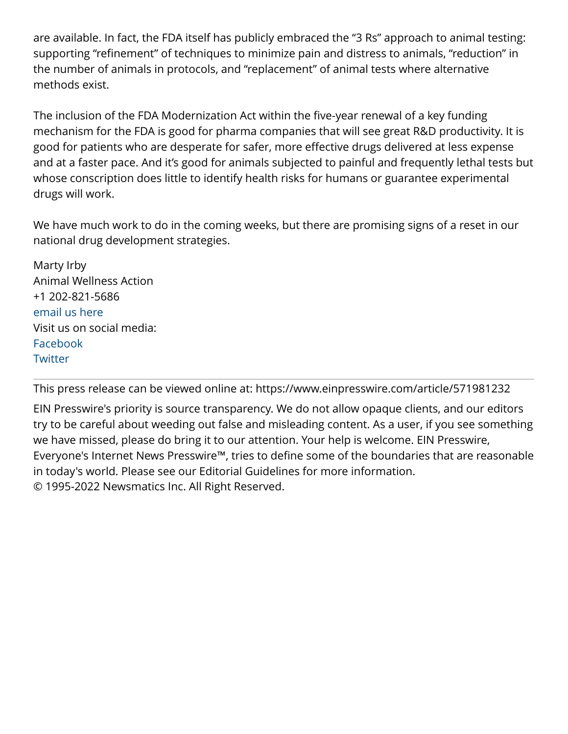are available. In fact, the FDA itself has publicly embraced the "3 Rs" approach to animal testing: supporting "refinement" of techniques to minimize pain and distress to animals, "reduction" in the number of animals in protocols, and "replacement" of animal tests where alternative methods exist.

The inclusion of the FDA Modernization Act within the five-year renewal of a key funding mechanism for the FDA is good for pharma companies that will see great R&D productivity. It is good for patients who are desperate for safer, more effective drugs delivered at less expense and at a faster pace. And it's good for animals subjected to painful and frequently lethal tests but whose conscription does little to identify health risks for humans or guarantee experimental drugs will work.

We have much work to do in the coming weeks, but there are promising signs of a reset in our national drug development strategies.

Marty Irby
Animal Wellness Action
+1 202-821-5686
email us here
Visit us on social media:
Facebook
Twitter

---

This press release can be viewed online at: https://www.einpresswire.com/article/571981232

EIN Presswire's priority is source transparency. We do not allow opaque clients, and our editors try to be careful about weeding out false and misleading content. As a user, if you see something we have missed, please do bring it to our attention. Your help is welcome. EIN Presswire, Everyone's Internet News Presswire™, tries to define some of the boundaries that are reasonable in today's world. Please see our Editorial Guidelines for more information.
© 1995-2022 Newsmatics Inc. All Right Reserved.